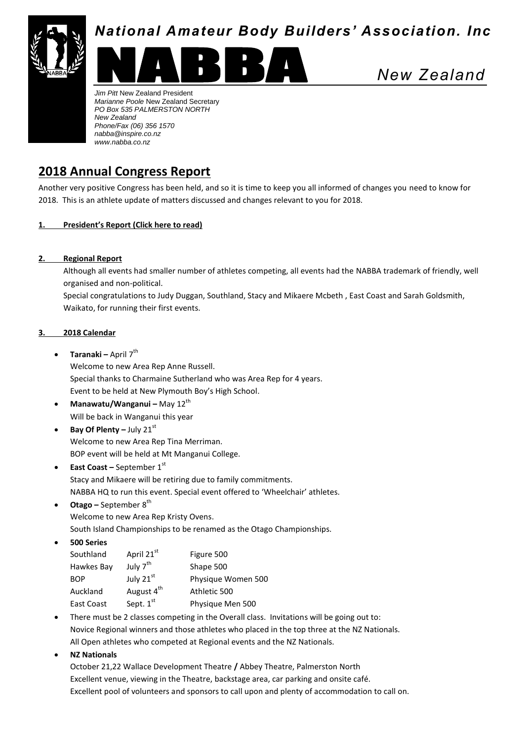# *National Amateur Body Builders' Association. Inc*

# NABBA *New Zealand*

*Jim Pitt* New Zealand President
*Marianne Poole* New Zealand Secretary
*PO Box 535 PALMERSTON NORTH*
*New Zealand*
*Phone/Fax (06) 356 1570*
*nabba@inspire.co.nz*
*www.nabba.co.nz*

## 2018 Annual Congress Report

Another very positive Congress has been held, and so it is time to keep you all informed of changes you need to know for 2018. This is an athlete update of matters discussed and changes relevant to you for 2018.

### 1. President's Report (Click here to read)

### 2. Regional Report

Although all events had smaller number of athletes competing, all events had the NABBA trademark of friendly, well organised and non-political.

Special congratulations to Judy Duggan, Southland, Stacy and Mikaere Mcbeth , East Coast and Sarah Goldsmith, Waikato, for running their first events.

### 3. 2018 Calendar

- **Taranaki –** April 7th
  Welcome to new Area Rep Anne Russell.
  Special thanks to Charmaine Sutherland who was Area Rep for 4 years.
  Event to be held at New Plymouth Boy's High School.
- **Manawatu/Wanganui –** May 12th
  Will be back in Wanganui this year
- **Bay Of Plenty –** July 21st
  Welcome to new Area Rep Tina Merriman.
  BOP event will be held at Mt Manganui College.
- **East Coast –** September 1st
  Stacy and Mikaere will be retiring due to family commitments.
  NABBA HQ to run this event. Special event offered to 'Wheelchair' athletes.
- **Otago –** September 8th
  Welcome to new Area Rep Kristy Ovens.
  South Island Championships to be renamed as the Otago Championships.
- **500 Series**

| | | |
|---|---|---|
| Southland | April 21st | Figure 500 |
| Hawkes Bay | July 7th | Shape 500 |
| BOP | July 21st | Physique Women 500 |
| Auckland | August 4th | Athletic 500 |
| East Coast | Sept. 1st | Physique Men 500 |

- There must be 2 classes competing in the Overall class. Invitations will be going out to:
  Novice Regional winners and those athletes who placed in the top three at the NZ Nationals.
  All Open athletes who competed at Regional events and the NZ Nationals.
- **NZ Nationals**
  October 21,22 Wallace Development Theatre **/** Abbey Theatre, Palmerston North
  Excellent venue, viewing in the Theatre, backstage area, car parking and onsite café.
  Excellent pool of volunteers and sponsors to call upon and plenty of accommodation to call on.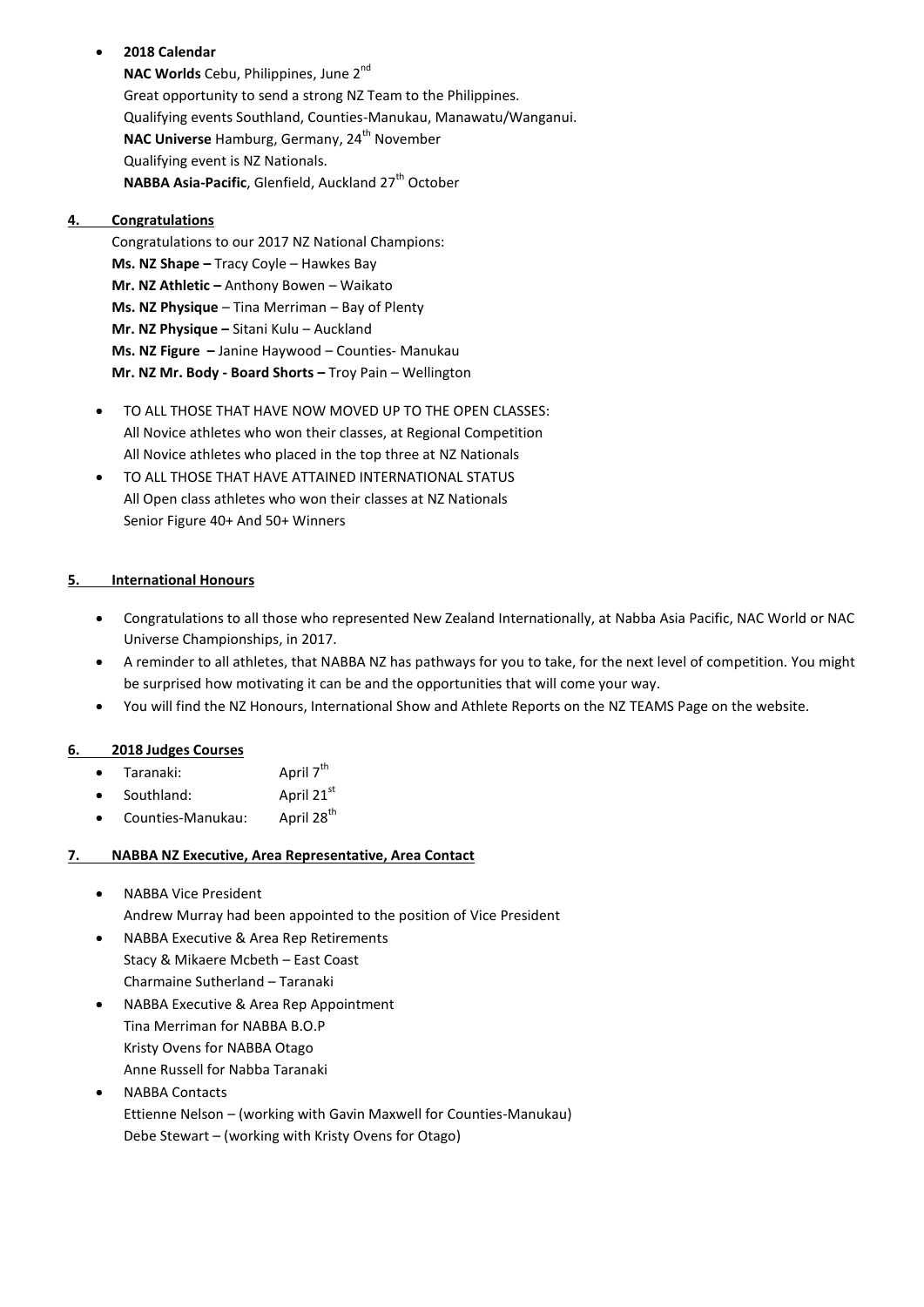- **2018 Calendar**
  **NAC Worlds** Cebu, Philippines, June 2nd
  Great opportunity to send a strong NZ Team to the Philippines.
  Qualifying events Southland, Counties-Manukau, Manawatu/Wanganui.
  **NAC Universe** Hamburg, Germany, 24th November
  Qualifying event is NZ Nationals.
  **NABBA Asia-Pacific**, Glenfield, Auckland 27th October

## 4. Congratulations

Congratulations to our 2017 NZ National Champions:
**Ms. NZ Shape –** Tracy Coyle – Hawkes Bay
**Mr. NZ Athletic –** Anthony Bowen – Waikato
**Ms. NZ Physique** – Tina Merriman – Bay of Plenty
**Mr. NZ Physique –** Sitani Kulu – Auckland
**Ms. NZ Figure –** Janine Haywood – Counties- Manukau
**Mr. NZ Mr. Body - Board Shorts –** Troy Pain – Wellington

- TO ALL THOSE THAT HAVE NOW MOVED UP TO THE OPEN CLASSES:
  All Novice athletes who won their classes, at Regional Competition
  All Novice athletes who placed in the top three at NZ Nationals
- TO ALL THOSE THAT HAVE ATTAINED INTERNATIONAL STATUS
  All Open class athletes who won their classes at NZ Nationals
  Senior Figure 40+ And 50+ Winners

## 5. International Honours

- Congratulations to all those who represented New Zealand Internationally, at Nabba Asia Pacific, NAC World or NAC Universe Championships, in 2017.
- A reminder to all athletes, that NABBA NZ has pathways for you to take, for the next level of competition. You might be surprised how motivating it can be and the opportunities that will come your way.
- You will find the NZ Honours, International Show and Athlete Reports on the NZ TEAMS Page on the website.

## 6. 2018 Judges Courses

- Taranaki: April 7th
- Southland: April 21st
- Counties-Manukau: April 28th

## 7. NABBA NZ Executive, Area Representative, Area Contact

- NABBA Vice President
  Andrew Murray had been appointed to the position of Vice President
- NABBA Executive & Area Rep Retirements
  Stacy & Mikaere Mcbeth – East Coast
  Charmaine Sutherland – Taranaki
- NABBA Executive & Area Rep Appointment
  Tina Merriman for NABBA B.O.P
  Kristy Ovens for NABBA Otago
  Anne Russell for Nabba Taranaki
- NABBA Contacts
  Ettienne Nelson – (working with Gavin Maxwell for Counties-Manukau)
  Debe Stewart – (working with Kristy Ovens for Otago)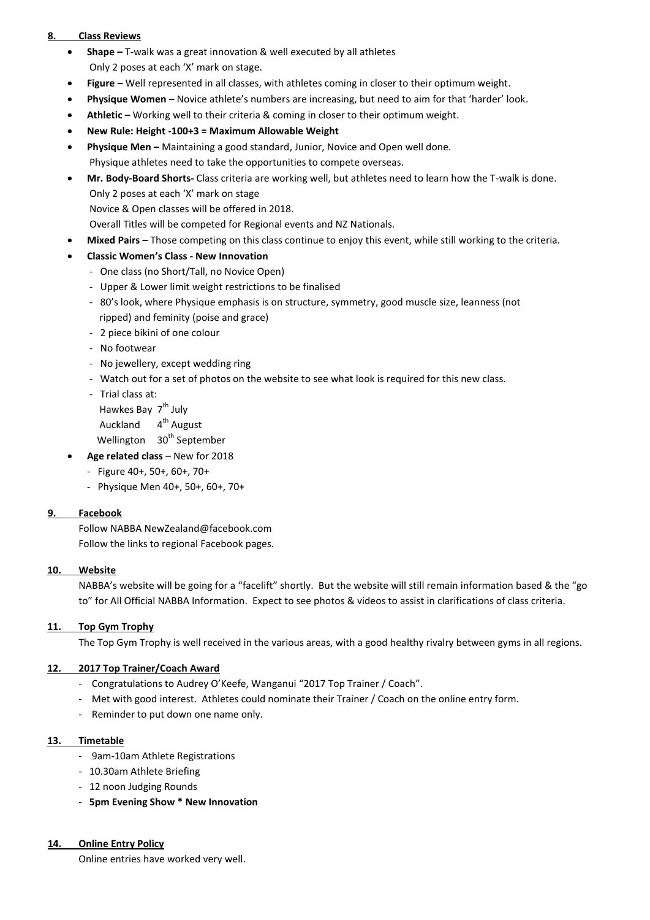## 8. Class Reviews

- **Shape –** T-walk was a great innovation & well executed by all athletes
  Only 2 poses at each 'X' mark on stage.
- **Figure –** Well represented in all classes, with athletes coming in closer to their optimum weight.
- **Physique Women –** Novice athlete's numbers are increasing, but need to aim for that 'harder' look.
- **Athletic –** Working well to their criteria & coming in closer to their optimum weight.
- **New Rule: Height -100+3 = Maximum Allowable Weight**
- **Physique Men –** Maintaining a good standard, Junior, Novice and Open well done.
  Physique athletes need to take the opportunities to compete overseas.
- **Mr. Body-Board Shorts-** Class criteria are working well, but athletes need to learn how the T-walk is done.
  Only 2 poses at each 'X' mark on stage
  Novice & Open classes will be offered in 2018.
  Overall Titles will be competed for Regional events and NZ Nationals.
- **Mixed Pairs –** Those competing on this class continue to enjoy this event, while still working to the criteria.
- **Classic Women's Class - New Innovation**
  - One class (no Short/Tall, no Novice Open)
  - Upper & Lower limit weight restrictions to be finalised
  - 80's look, where Physique emphasis is on structure, symmetry, good muscle size, leanness (not ripped) and feminity (poise and grace)
  - 2 piece bikini of one colour
  - No footwear
  - No jewellery, except wedding ring
  - Watch out for a set of photos on the website to see what look is required for this new class.
  - Trial class at:
    Hawkes Bay 7th July
    Auckland 4th August
    Wellington 30th September
- **Age related class** – New for 2018
  - Figure 40+, 50+, 60+, 70+
  - Physique Men 40+, 50+, 60+, 70+

## 9. Facebook

Follow NABBA NewZealand@facebook.com
Follow the links to regional Facebook pages.

## 10. Website

NABBA's website will be going for a "facelift" shortly. But the website will still remain information based & the "go to" for All Official NABBA Information. Expect to see photos & videos to assist in clarifications of class criteria.

## 11. Top Gym Trophy

The Top Gym Trophy is well received in the various areas, with a good healthy rivalry between gyms in all regions.

## 12. 2017 Top Trainer/Coach Award

- Congratulations to Audrey O'Keefe, Wanganui "2017 Top Trainer / Coach".
- Met with good interest. Athletes could nominate their Trainer / Coach on the online entry form.
- Reminder to put down one name only.

## 13. Timetable

- 9am-10am Athlete Registrations
- 10.30am Athlete Briefing
- 12 noon Judging Rounds
- **5pm Evening Show * New Innovation**

## 14. Online Entry Policy

Online entries have worked very well.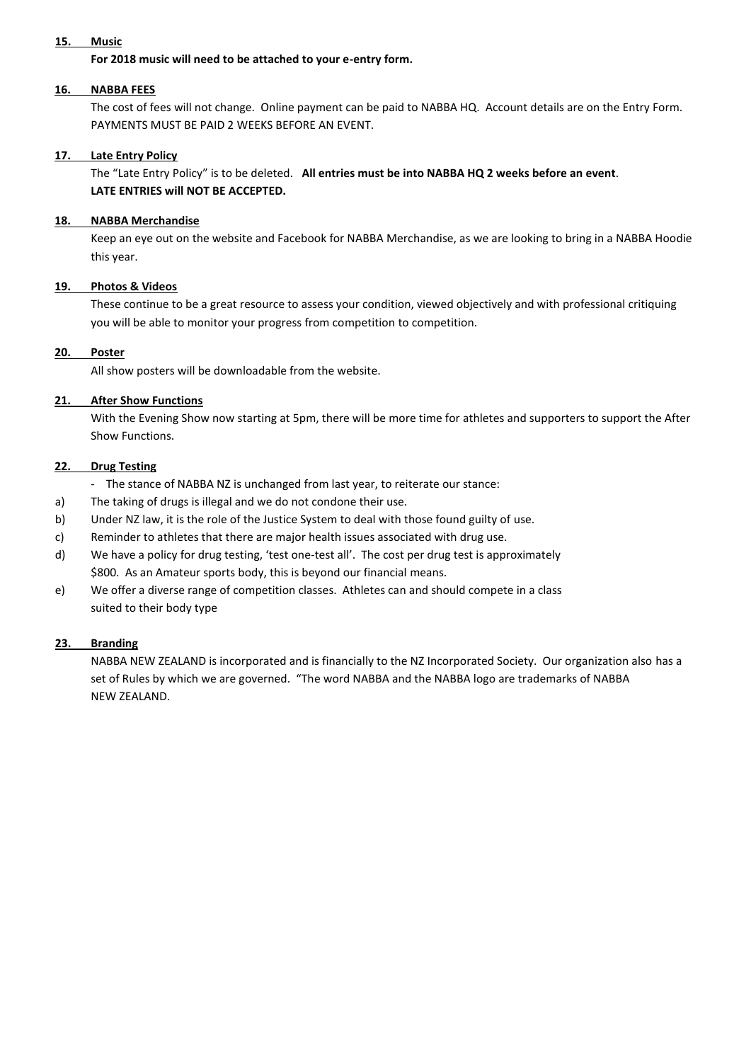**15. Music**

**For 2018 music will need to be attached to your e-entry form.**

**16. NABBA FEES**

The cost of fees will not change. Online payment can be paid to NABBA HQ. Account details are on the Entry Form. PAYMENTS MUST BE PAID 2 WEEKS BEFORE AN EVENT.

**17. Late Entry Policy**

The "Late Entry Policy" is to be deleted. **All entries must be into NABBA HQ 2 weeks before an event**. **LATE ENTRIES will NOT BE ACCEPTED.**

**18. NABBA Merchandise**

Keep an eye out on the website and Facebook for NABBA Merchandise, as we are looking to bring in a NABBA Hoodie this year.

**19. Photos & Videos**

These continue to be a great resource to assess your condition, viewed objectively and with professional critiquing you will be able to monitor your progress from competition to competition.

**20. Poster**

All show posters will be downloadable from the website.

**21. After Show Functions**

With the Evening Show now starting at 5pm, there will be more time for athletes and supporters to support the After Show Functions.

**22. Drug Testing**

- The stance of NABBA NZ is unchanged from last year, to reiterate our stance:

a) The taking of drugs is illegal and we do not condone their use.

b) Under NZ law, it is the role of the Justice System to deal with those found guilty of use.

c) Reminder to athletes that there are major health issues associated with drug use.

d) We have a policy for drug testing, 'test one-test all'. The cost per drug test is approximately $800. As an Amateur sports body, this is beyond our financial means.

e) We offer a diverse range of competition classes. Athletes can and should compete in a class suited to their body type

**23. Branding**

NABBA NEW ZEALAND is incorporated and is financially to the NZ Incorporated Society. Our organization also has a set of Rules by which we are governed. "The word NABBA and the NABBA logo are trademarks of NABBA NEW ZEALAND.